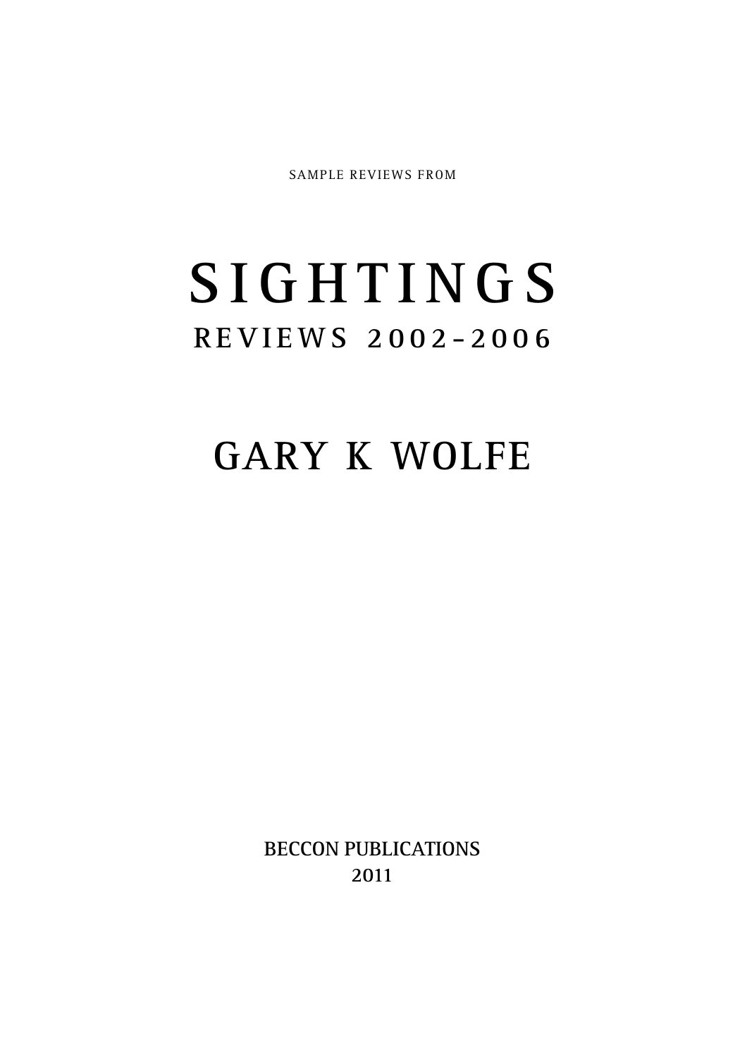SAMPLE REVIEWS FROM

# SIGHTINGS

## REVIEWS 2002–2006

## GARY K WOLFE

BECCON PUBLICATIONS

2011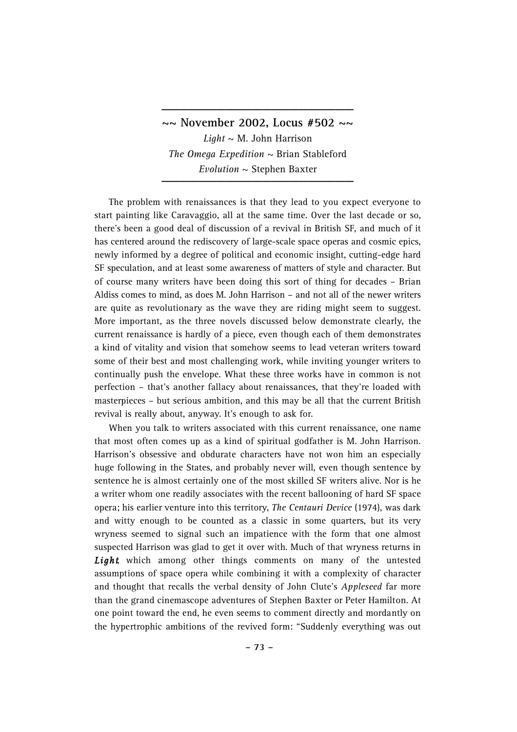## ~~ November 2002, Locus #502 ~~

*Light* ~ M. John Harrison
*The Omega Expedition* ~ Brian Stableford
*Evolution* ~ Stephen Baxter

---

The problem with renaissances is that they lead to you expect everyone to start painting like Caravaggio, all at the same time. Over the last decade or so, there's been a good deal of discussion of a revival in British SF, and much of it has centered around the rediscovery of large-scale space operas and cosmic epics, newly informed by a degree of political and economic insight, cutting-edge hard SF speculation, and at least some awareness of matters of style and character. But of course many writers have been doing this sort of thing for decades – Brian Aldiss comes to mind, as does M. John Harrison – and not all of the newer writers are quite as revolutionary as the wave they are riding might seem to suggest. More important, as the three novels discussed below demonstrate clearly, the current renaissance is hardly of a piece, even though each of them demonstrates a kind of vitality and vision that somehow seems to lead veteran writers toward some of their best and most challenging work, while inviting younger writers to continually push the envelope. What these three works have in common is not perfection – that's another fallacy about renaissances, that they're loaded with masterpieces – but serious ambition, and this may be all that the current British revival is really about, anyway. It's enough to ask for.

When you talk to writers associated with this current renaissance, one name that most often comes up as a kind of spiritual godfather is M. John Harrison. Harrison's obsessive and obdurate characters have not won him an especially huge following in the States, and probably never will, even though sentence by sentence he is almost certainly one of the most skilled SF writers alive. Nor is he a writer whom one readily associates with the recent ballooning of hard SF space opera; his earlier venture into this territory, *The Centauri Device* (1974), was dark and witty enough to be counted as a classic in some quarters, but its very wryness seemed to signal such an impatience with the form that one almost suspected Harrison was glad to get it over with. Much of that wryness returns in ***Light***, which among other things comments on many of the untested assumptions of space opera while combining it with a complexity of character and thought that recalls the verbal density of John Clute's *Appleseed* far more than the grand cinemascope adventures of Stephen Baxter or Peter Hamilton. At one point toward the end, he even seems to comment directly and mordantly on the hypertrophic ambitions of the revived form: "Suddenly everything was out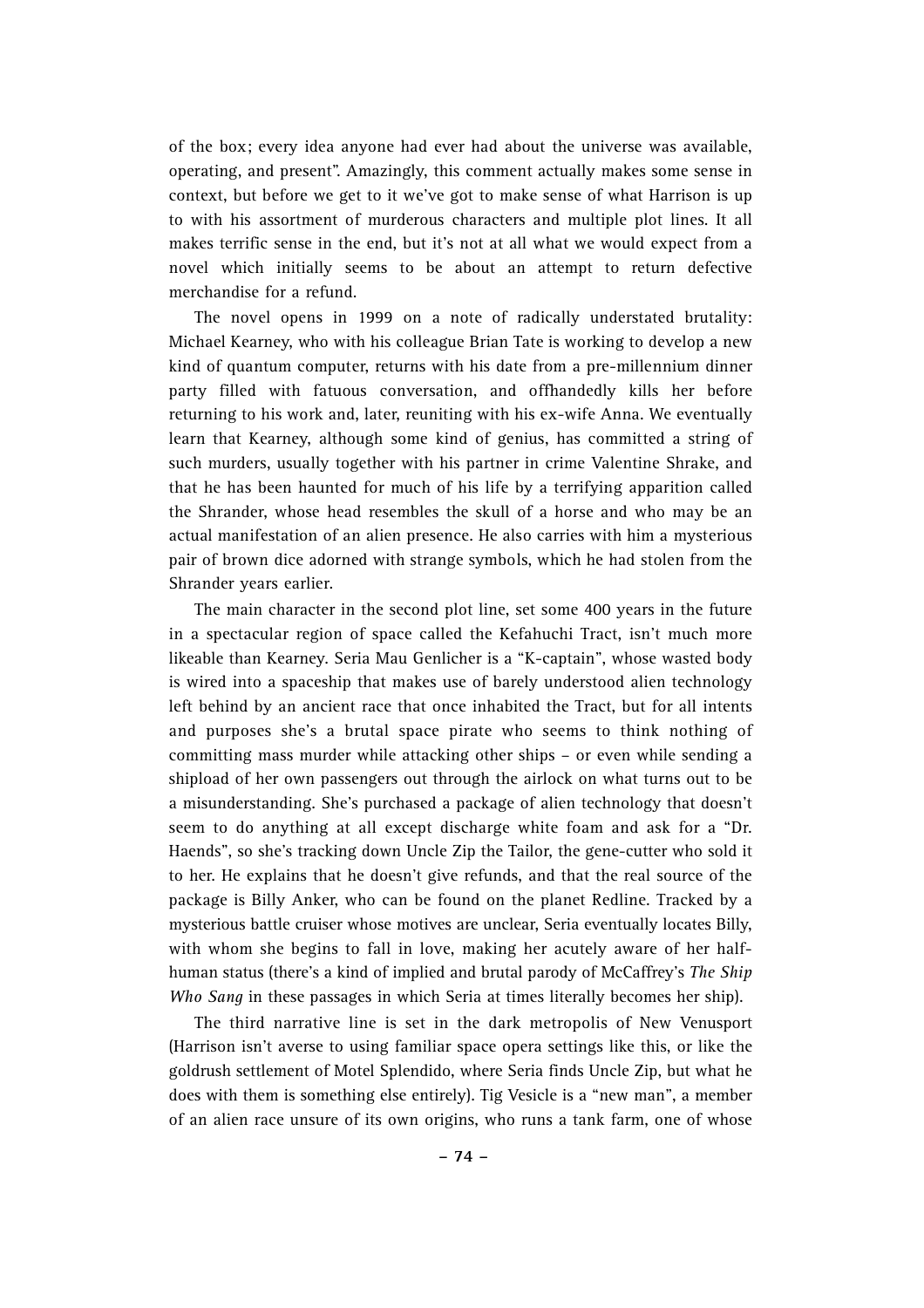of the box; every idea anyone had ever had about the universe was available, operating, and present". Amazingly, this comment actually makes some sense in context, but before we get to it we've got to make sense of what Harrison is up to with his assortment of murderous characters and multiple plot lines. It all makes terrific sense in the end, but it's not at all what we would expect from a novel which initially seems to be about an attempt to return defective merchandise for a refund.

The novel opens in 1999 on a note of radically understated brutality: Michael Kearney, who with his colleague Brian Tate is working to develop a new kind of quantum computer, returns with his date from a pre-millennium dinner party filled with fatuous conversation, and offhandedly kills her before returning to his work and, later, reuniting with his ex-wife Anna. We eventually learn that Kearney, although some kind of genius, has committed a string of such murders, usually together with his partner in crime Valentine Shrake, and that he has been haunted for much of his life by a terrifying apparition called the Shrander, whose head resembles the skull of a horse and who may be an actual manifestation of an alien presence. He also carries with him a mysterious pair of brown dice adorned with strange symbols, which he had stolen from the Shrander years earlier.

The main character in the second plot line, set some 400 years in the future in a spectacular region of space called the Kefahuchi Tract, isn't much more likeable than Kearney. Seria Mau Genlicher is a "K-captain", whose wasted body is wired into a spaceship that makes use of barely understood alien technology left behind by an ancient race that once inhabited the Tract, but for all intents and purposes she's a brutal space pirate who seems to think nothing of committing mass murder while attacking other ships – or even while sending a shipload of her own passengers out through the airlock on what turns out to be a misunderstanding. She's purchased a package of alien technology that doesn't seem to do anything at all except discharge white foam and ask for a "Dr. Haends", so she's tracking down Uncle Zip the Tailor, the gene-cutter who sold it to her. He explains that he doesn't give refunds, and that the real source of the package is Billy Anker, who can be found on the planet Redline. Tracked by a mysterious battle cruiser whose motives are unclear, Seria eventually locates Billy, with whom she begins to fall in love, making her acutely aware of her half-human status (there's a kind of implied and brutal parody of McCaffrey's *The Ship Who Sang* in these passages in which Seria at times literally becomes her ship).

The third narrative line is set in the dark metropolis of New Venusport (Harrison isn't averse to using familiar space opera settings like this, or like the goldrush settlement of Motel Splendido, where Seria finds Uncle Zip, but what he does with them is something else entirely). Tig Vesicle is a "new man", a member of an alien race unsure of its own origins, who runs a tank farm, one of whose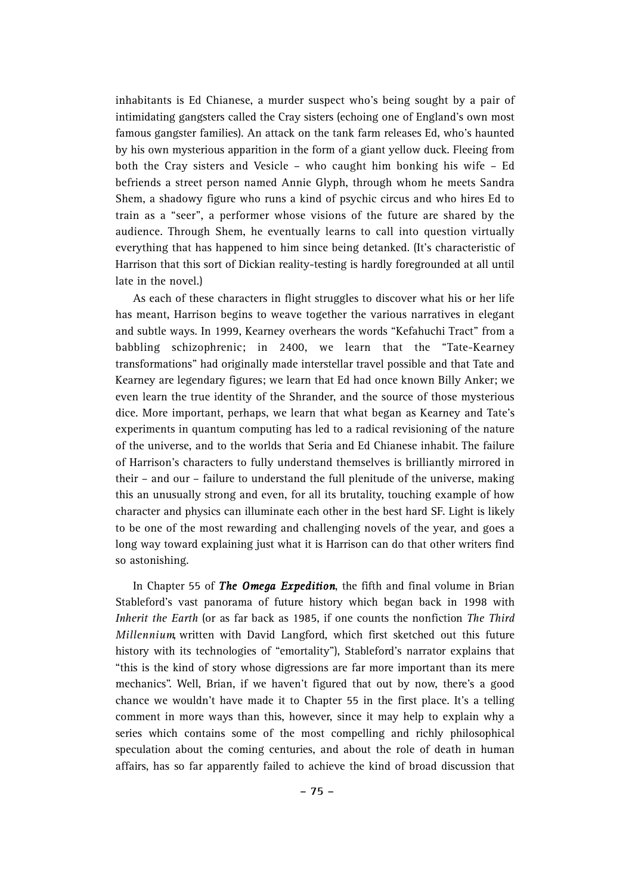inhabitants is Ed Chianese, a murder suspect who's being sought by a pair of intimidating gangsters called the Cray sisters (echoing one of England's own most famous gangster families). An attack on the tank farm releases Ed, who's haunted by his own mysterious apparition in the form of a giant yellow duck. Fleeing from both the Cray sisters and Vesicle – who caught him bonking his wife – Ed befriends a street person named Annie Glyph, through whom he meets Sandra Shem, a shadowy figure who runs a kind of psychic circus and who hires Ed to train as a "seer", a performer whose visions of the future are shared by the audience. Through Shem, he eventually learns to call into question virtually everything that has happened to him since being detanked. (It's characteristic of Harrison that this sort of Dickian reality-testing is hardly foregrounded at all until late in the novel.)

As each of these characters in flight struggles to discover what his or her life has meant, Harrison begins to weave together the various narratives in elegant and subtle ways. In 1999, Kearney overhears the words "Kefahuchi Tract" from a babbling schizophrenic; in 2400, we learn that the "Tate-Kearney transformations" had originally made interstellar travel possible and that Tate and Kearney are legendary figures; we learn that Ed had once known Billy Anker; we even learn the true identity of the Shrander, and the source of those mysterious dice. More important, perhaps, we learn that what began as Kearney and Tate's experiments in quantum computing has led to a radical revisioning of the nature of the universe, and to the worlds that Seria and Ed Chianese inhabit. The failure of Harrison's characters to fully understand themselves is brilliantly mirrored in their – and our – failure to understand the full plenitude of the universe, making this an unusually strong and even, for all its brutality, touching example of how character and physics can illuminate each other in the best hard SF. Light is likely to be one of the most rewarding and challenging novels of the year, and goes a long way toward explaining just what it is Harrison can do that other writers find so astonishing.

In Chapter 55 of ***The Omega Expedition***, the fifth and final volume in Brian Stableford's vast panorama of future history which began back in 1998 with *Inherit the Earth* (or as far back as 1985, if one counts the nonfiction *The Third Millennium*, written with David Langford, which first sketched out this future history with its technologies of "emortality"), Stableford's narrator explains that "this is the kind of story whose digressions are far more important than its mere mechanics". Well, Brian, if we haven't figured that out by now, there's a good chance we wouldn't have made it to Chapter 55 in the first place. It's a telling comment in more ways than this, however, since it may help to explain why a series which contains some of the most compelling and richly philosophical speculation about the coming centuries, and about the role of death in human affairs, has so far apparently failed to achieve the kind of broad discussion that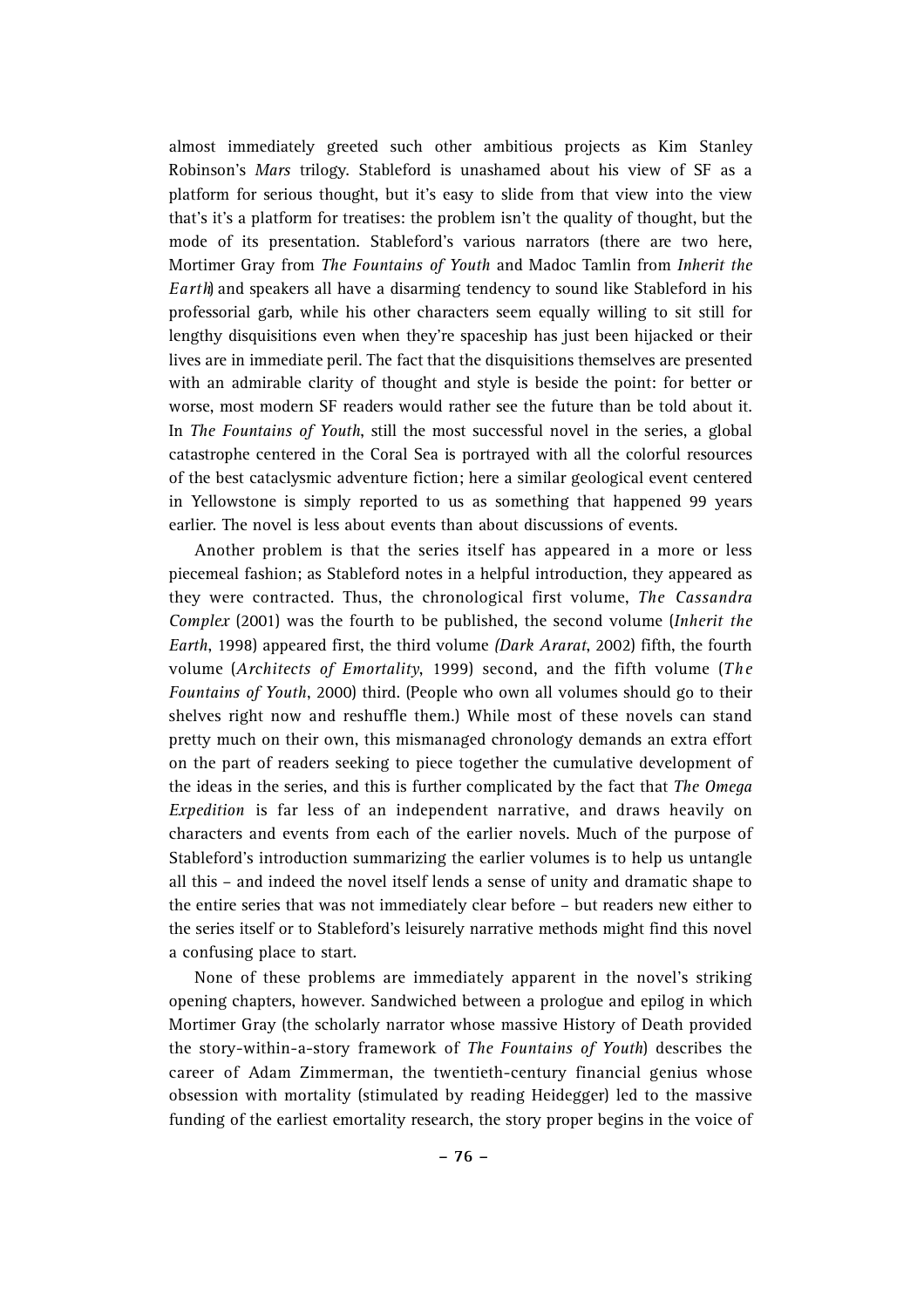almost immediately greeted such other ambitious projects as Kim Stanley Robinson's *Mars* trilogy. Stableford is unashamed about his view of SF as a platform for serious thought, but it's easy to slide from that view into the view that's it's a platform for treatises: the problem isn't the quality of thought, but the mode of its presentation. Stableford's various narrators (there are two here, Mortimer Gray from *The Fountains of Youth* and Madoc Tamlin from *Inherit the Earth*) and speakers all have a disarming tendency to sound like Stableford in his professorial garb, while his other characters seem equally willing to sit still for lengthy disquisitions even when they're spaceship has just been hijacked or their lives are in immediate peril. The fact that the disquisitions themselves are presented with an admirable clarity of thought and style is beside the point: for better or worse, most modern SF readers would rather see the future than be told about it. In *The Fountains of Youth*, still the most successful novel in the series, a global catastrophe centered in the Coral Sea is portrayed with all the colorful resources of the best cataclysmic adventure fiction; here a similar geological event centered in Yellowstone is simply reported to us as something that happened 99 years earlier. The novel is less about events than about discussions of events.

Another problem is that the series itself has appeared in a more or less piecemeal fashion; as Stableford notes in a helpful introduction, they appeared as they were contracted. Thus, the chronological first volume, *The Cassandra Complex* (2001) was the fourth to be published, the second volume (*Inherit the Earth*, 1998) appeared first, the third volume *(Dark Ararat*, 2002) fifth, the fourth volume (*Architects of Emortality*, 1999) second, and the fifth volume (*The Fountains of Youth*, 2000) third. (People who own all volumes should go to their shelves right now and reshuffle them.) While most of these novels can stand pretty much on their own, this mismanaged chronology demands an extra effort on the part of readers seeking to piece together the cumulative development of the ideas in the series, and this is further complicated by the fact that *The Omega Expedition* is far less of an independent narrative, and draws heavily on characters and events from each of the earlier novels. Much of the purpose of Stableford's introduction summarizing the earlier volumes is to help us untangle all this – and indeed the novel itself lends a sense of unity and dramatic shape to the entire series that was not immediately clear before – but readers new either to the series itself or to Stableford's leisurely narrative methods might find this novel a confusing place to start.

None of these problems are immediately apparent in the novel's striking opening chapters, however. Sandwiched between a prologue and epilog in which Mortimer Gray (the scholarly narrator whose massive History of Death provided the story-within-a-story framework of *The Fountains of Youth*) describes the career of Adam Zimmerman, the twentieth-century financial genius whose obsession with mortality (stimulated by reading Heidegger) led to the massive funding of the earliest emortality research, the story proper begins in the voice of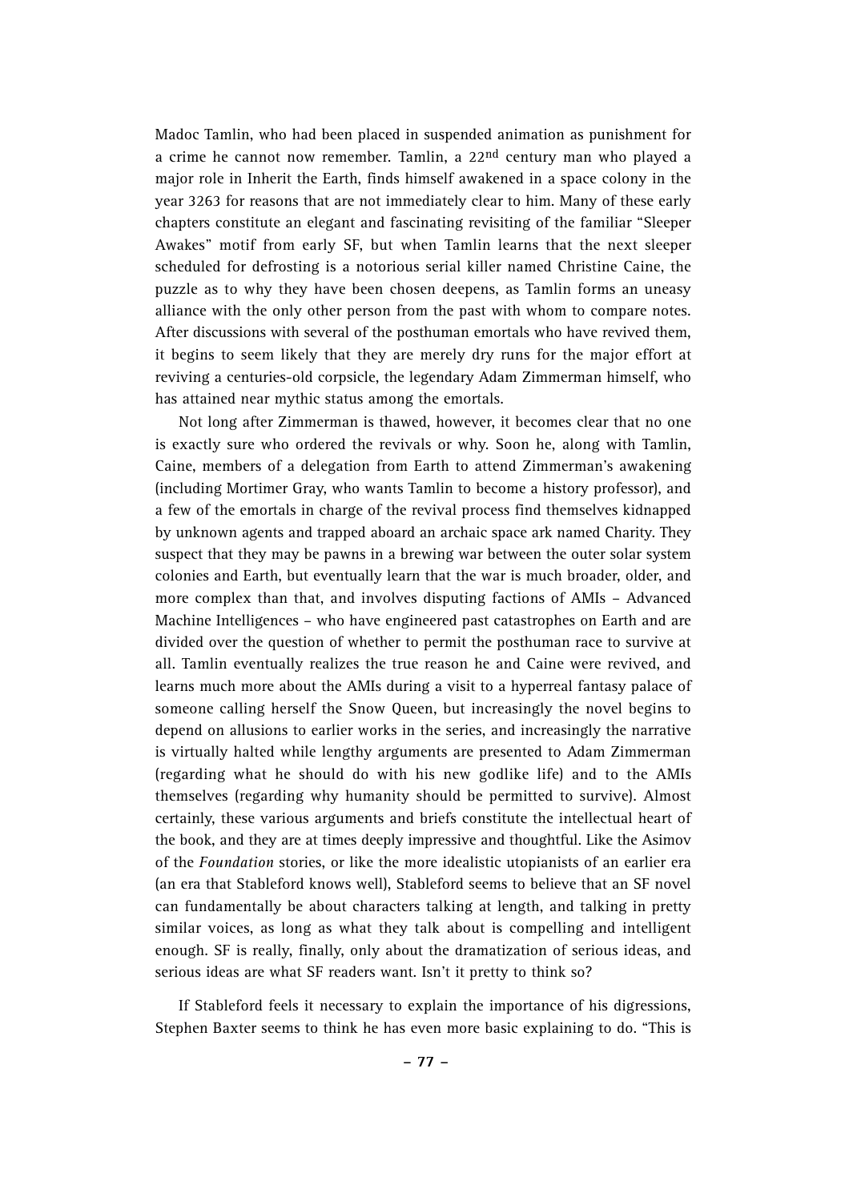Madoc Tamlin, who had been placed in suspended animation as punishment for a crime he cannot now remember. Tamlin, a 22nd century man who played a major role in Inherit the Earth, finds himself awakened in a space colony in the year 3263 for reasons that are not immediately clear to him. Many of these early chapters constitute an elegant and fascinating revisiting of the familiar "Sleeper Awakes" motif from early SF, but when Tamlin learns that the next sleeper scheduled for defrosting is a notorious serial killer named Christine Caine, the puzzle as to why they have been chosen deepens, as Tamlin forms an uneasy alliance with the only other person from the past with whom to compare notes. After discussions with several of the posthuman emortals who have revived them, it begins to seem likely that they are merely dry runs for the major effort at reviving a centuries-old corpsicle, the legendary Adam Zimmerman himself, who has attained near mythic status among the emortals.

Not long after Zimmerman is thawed, however, it becomes clear that no one is exactly sure who ordered the revivals or why. Soon he, along with Tamlin, Caine, members of a delegation from Earth to attend Zimmerman's awakening (including Mortimer Gray, who wants Tamlin to become a history professor), and a few of the emortals in charge of the revival process find themselves kidnapped by unknown agents and trapped aboard an archaic space ark named Charity. They suspect that they may be pawns in a brewing war between the outer solar system colonies and Earth, but eventually learn that the war is much broader, older, and more complex than that, and involves disputing factions of AMIs – Advanced Machine Intelligences – who have engineered past catastrophes on Earth and are divided over the question of whether to permit the posthuman race to survive at all. Tamlin eventually realizes the true reason he and Caine were revived, and learns much more about the AMIs during a visit to a hyperreal fantasy palace of someone calling herself the Snow Queen, but increasingly the novel begins to depend on allusions to earlier works in the series, and increasingly the narrative is virtually halted while lengthy arguments are presented to Adam Zimmerman (regarding what he should do with his new godlike life) and to the AMIs themselves (regarding why humanity should be permitted to survive). Almost certainly, these various arguments and briefs constitute the intellectual heart of the book, and they are at times deeply impressive and thoughtful. Like the Asimov of the *Foundation* stories, or like the more idealistic utopianists of an earlier era (an era that Stableford knows well), Stableford seems to believe that an SF novel can fundamentally be about characters talking at length, and talking in pretty similar voices, as long as what they talk about is compelling and intelligent enough. SF is really, finally, only about the dramatization of serious ideas, and serious ideas are what SF readers want. Isn't it pretty to think so?

If Stableford feels it necessary to explain the importance of his digressions, Stephen Baxter seems to think he has even more basic explaining to do. "This is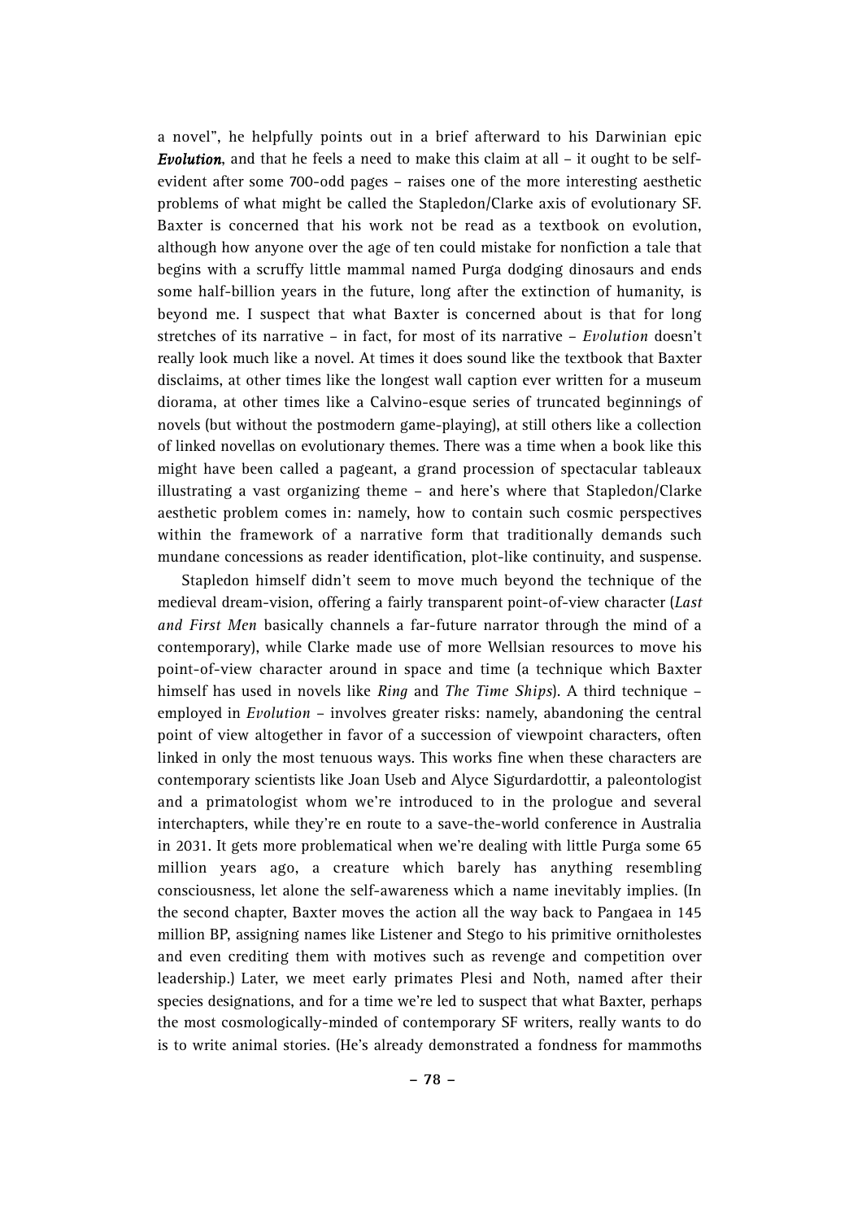a novel", he helpfully points out in a brief afterward to his Darwinian epic ***Evolution***, and that he feels a need to make this claim at all – it ought to be self-evident after some 700-odd pages – raises one of the more interesting aesthetic problems of what might be called the Stapledon/Clarke axis of evolutionary SF. Baxter is concerned that his work not be read as a textbook on evolution, although how anyone over the age of ten could mistake for nonfiction a tale that begins with a scruffy little mammal named Purga dodging dinosaurs and ends some half-billion years in the future, long after the extinction of humanity, is beyond me. I suspect that what Baxter is concerned about is that for long stretches of its narrative – in fact, for most of its narrative – *Evolution* doesn't really look much like a novel. At times it does sound like the textbook that Baxter disclaims, at other times like the longest wall caption ever written for a museum diorama, at other times like a Calvino-esque series of truncated beginnings of novels (but without the postmodern game-playing), at still others like a collection of linked novellas on evolutionary themes. There was a time when a book like this might have been called a pageant, a grand procession of spectacular tableaux illustrating a vast organizing theme – and here's where that Stapledon/Clarke aesthetic problem comes in: namely, how to contain such cosmic perspectives within the framework of a narrative form that traditionally demands such mundane concessions as reader identification, plot-like continuity, and suspense.

Stapledon himself didn't seem to move much beyond the technique of the medieval dream-vision, offering a fairly transparent point-of-view character (*Last and First Men* basically channels a far-future narrator through the mind of a contemporary), while Clarke made use of more Wellsian resources to move his point-of-view character around in space and time (a technique which Baxter himself has used in novels like *Ring* and *The Time Ships*). A third technique – employed in *Evolution* – involves greater risks: namely, abandoning the central point of view altogether in favor of a succession of viewpoint characters, often linked in only the most tenuous ways. This works fine when these characters are contemporary scientists like Joan Useb and Alyce Sigurdardottir, a paleontologist and a primatologist whom we're introduced to in the prologue and several interchapters, while they're en route to a save-the-world conference in Australia in 2031. It gets more problematical when we're dealing with little Purga some 65 million years ago, a creature which barely has anything resembling consciousness, let alone the self-awareness which a name inevitably implies. (In the second chapter, Baxter moves the action all the way back to Pangaea in 145 million BP, assigning names like Listener and Stego to his primitive ornitholestes and even crediting them with motives such as revenge and competition over leadership.) Later, we meet early primates Plesi and Noth, named after their species designations, and for a time we're led to suspect that what Baxter, perhaps the most cosmologically-minded of contemporary SF writers, really wants to do is to write animal stories. (He's already demonstrated a fondness for mammoths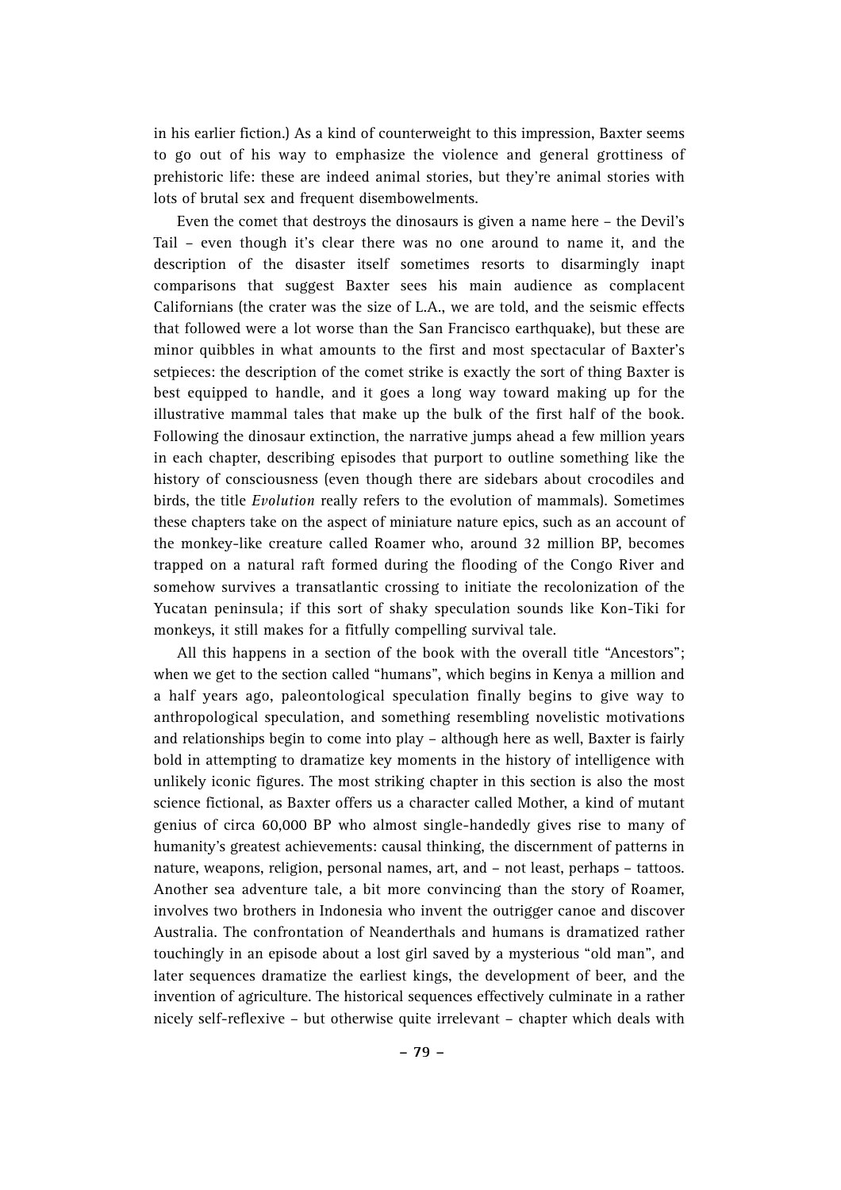in his earlier fiction.) As a kind of counterweight to this impression, Baxter seems to go out of his way to emphasize the violence and general grottiness of prehistoric life: these are indeed animal stories, but they're animal stories with lots of brutal sex and frequent disembowelments.

Even the comet that destroys the dinosaurs is given a name here – the Devil's Tail – even though it's clear there was no one around to name it, and the description of the disaster itself sometimes resorts to disarmingly inapt comparisons that suggest Baxter sees his main audience as complacent Californians (the crater was the size of L.A., we are told, and the seismic effects that followed were a lot worse than the San Francisco earthquake), but these are minor quibbles in what amounts to the first and most spectacular of Baxter's setpieces: the description of the comet strike is exactly the sort of thing Baxter is best equipped to handle, and it goes a long way toward making up for the illustrative mammal tales that make up the bulk of the first half of the book. Following the dinosaur extinction, the narrative jumps ahead a few million years in each chapter, describing episodes that purport to outline something like the history of consciousness (even though there are sidebars about crocodiles and birds, the title *Evolution* really refers to the evolution of mammals). Sometimes these chapters take on the aspect of miniature nature epics, such as an account of the monkey-like creature called Roamer who, around 32 million BP, becomes trapped on a natural raft formed during the flooding of the Congo River and somehow survives a transatlantic crossing to initiate the recolonization of the Yucatan peninsula; if this sort of shaky speculation sounds like Kon-Tiki for monkeys, it still makes for a fitfully compelling survival tale.

All this happens in a section of the book with the overall title "Ancestors"; when we get to the section called "humans", which begins in Kenya a million and a half years ago, paleontological speculation finally begins to give way to anthropological speculation, and something resembling novelistic motivations and relationships begin to come into play – although here as well, Baxter is fairly bold in attempting to dramatize key moments in the history of intelligence with unlikely iconic figures. The most striking chapter in this section is also the most science fictional, as Baxter offers us a character called Mother, a kind of mutant genius of circa 60,000 BP who almost single-handedly gives rise to many of humanity's greatest achievements: causal thinking, the discernment of patterns in nature, weapons, religion, personal names, art, and – not least, perhaps – tattoos. Another sea adventure tale, a bit more convincing than the story of Roamer, involves two brothers in Indonesia who invent the outrigger canoe and discover Australia. The confrontation of Neanderthals and humans is dramatized rather touchingly in an episode about a lost girl saved by a mysterious "old man", and later sequences dramatize the earliest kings, the development of beer, and the invention of agriculture. The historical sequences effectively culminate in a rather nicely self-reflexive – but otherwise quite irrelevant – chapter which deals with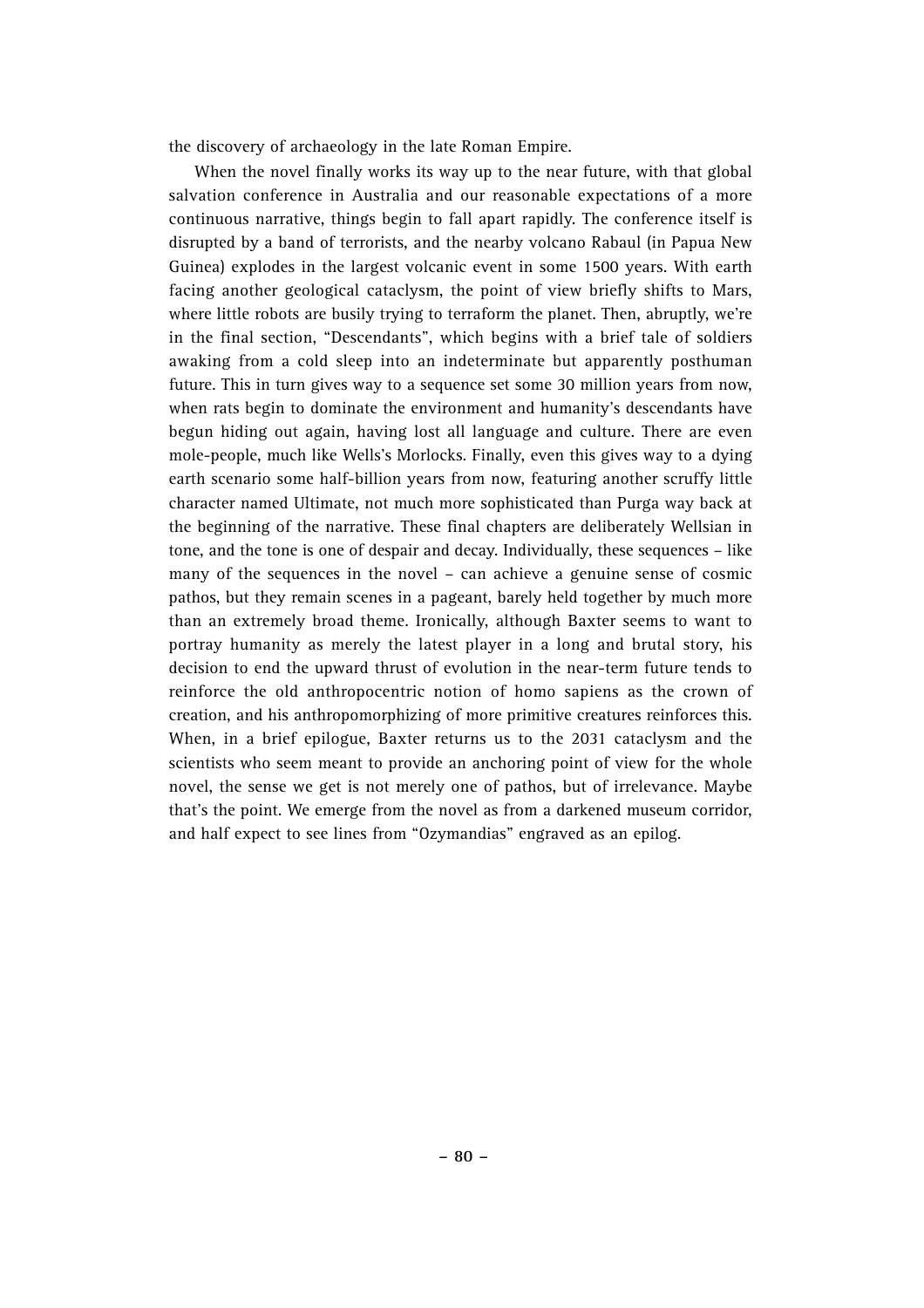the discovery of archaeology in the late Roman Empire.

When the novel finally works its way up to the near future, with that global salvation conference in Australia and our reasonable expectations of a more continuous narrative, things begin to fall apart rapidly. The conference itself is disrupted by a band of terrorists, and the nearby volcano Rabaul (in Papua New Guinea) explodes in the largest volcanic event in some 1500 years. With earth facing another geological cataclysm, the point of view briefly shifts to Mars, where little robots are busily trying to terraform the planet. Then, abruptly, we're in the final section, "Descendants", which begins with a brief tale of soldiers awaking from a cold sleep into an indeterminate but apparently posthuman future. This in turn gives way to a sequence set some 30 million years from now, when rats begin to dominate the environment and humanity's descendants have begun hiding out again, having lost all language and culture. There are even mole-people, much like Wells's Morlocks. Finally, even this gives way to a dying earth scenario some half-billion years from now, featuring another scruffy little character named Ultimate, not much more sophisticated than Purga way back at the beginning of the narrative. These final chapters are deliberately Wellsian in tone, and the tone is one of despair and decay. Individually, these sequences – like many of the sequences in the novel – can achieve a genuine sense of cosmic pathos, but they remain scenes in a pageant, barely held together by much more than an extremely broad theme. Ironically, although Baxter seems to want to portray humanity as merely the latest player in a long and brutal story, his decision to end the upward thrust of evolution in the near-term future tends to reinforce the old anthropocentric notion of homo sapiens as the crown of creation, and his anthropomorphizing of more primitive creatures reinforces this. When, in a brief epilogue, Baxter returns us to the 2031 cataclysm and the scientists who seem meant to provide an anchoring point of view for the whole novel, the sense we get is not merely one of pathos, but of irrelevance. Maybe that's the point. We emerge from the novel as from a darkened museum corridor, and half expect to see lines from "Ozymandias" engraved as an epilog.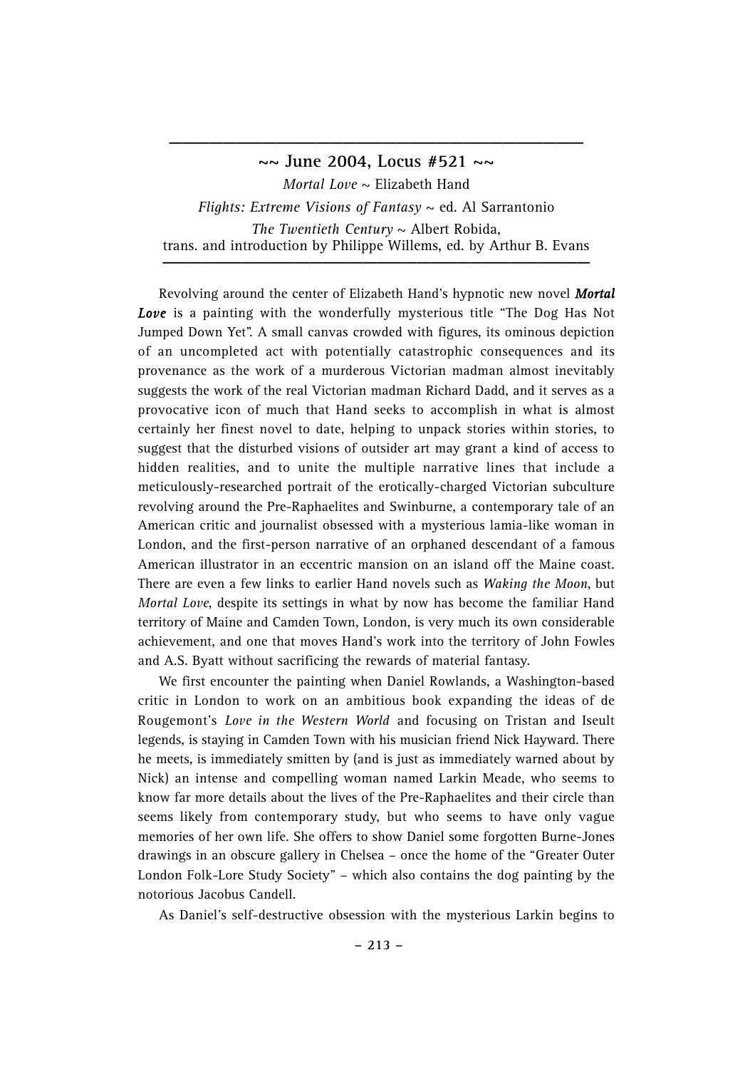## ~~ June 2004, Locus #521 ~~

*Mortal Love* ~ Elizabeth Hand

*Flights: Extreme Visions of Fantasy* ~ ed. Al Sarrantonio

*The Twentieth Century* ~ Albert Robida,
trans. and introduction by Philippe Willems, ed. by Arthur B. Evans

Revolving around the center of Elizabeth Hand's hypnotic new novel ***Mortal Love*** is a painting with the wonderfully mysterious title "The Dog Has Not Jumped Down Yet". A small canvas crowded with figures, its ominous depiction of an uncompleted act with potentially catastrophic consequences and its provenance as the work of a murderous Victorian madman almost inevitably suggests the work of the real Victorian madman Richard Dadd, and it serves as a provocative icon of much that Hand seeks to accomplish in what is almost certainly her finest novel to date, helping to unpack stories within stories, to suggest that the disturbed visions of outsider art may grant a kind of access to hidden realities, and to unite the multiple narrative lines that include a meticulously-researched portrait of the erotically-charged Victorian subculture revolving around the Pre-Raphaelites and Swinburne, a contemporary tale of an American critic and journalist obsessed with a mysterious lamia-like woman in London, and the first-person narrative of an orphaned descendant of a famous American illustrator in an eccentric mansion on an island off the Maine coast. There are even a few links to earlier Hand novels such as *Waking the Moon*, but *Mortal Love*, despite its settings in what by now has become the familiar Hand territory of Maine and Camden Town, London, is very much its own considerable achievement, and one that moves Hand's work into the territory of John Fowles and A.S. Byatt without sacrificing the rewards of material fantasy.

We first encounter the painting when Daniel Rowlands, a Washington-based critic in London to work on an ambitious book expanding the ideas of de Rougemont's *Love in the Western World* and focusing on Tristan and Iseult legends, is staying in Camden Town with his musician friend Nick Hayward. There he meets, is immediately smitten by (and is just as immediately warned about by Nick) an intense and compelling woman named Larkin Meade, who seems to know far more details about the lives of the Pre-Raphaelites and their circle than seems likely from contemporary study, but who seems to have only vague memories of her own life. She offers to show Daniel some forgotten Burne-Jones drawings in an obscure gallery in Chelsea – once the home of the "Greater Outer London Folk-Lore Study Society" – which also contains the dog painting by the notorious Jacobus Candell.

As Daniel's self-destructive obsession with the mysterious Larkin begins to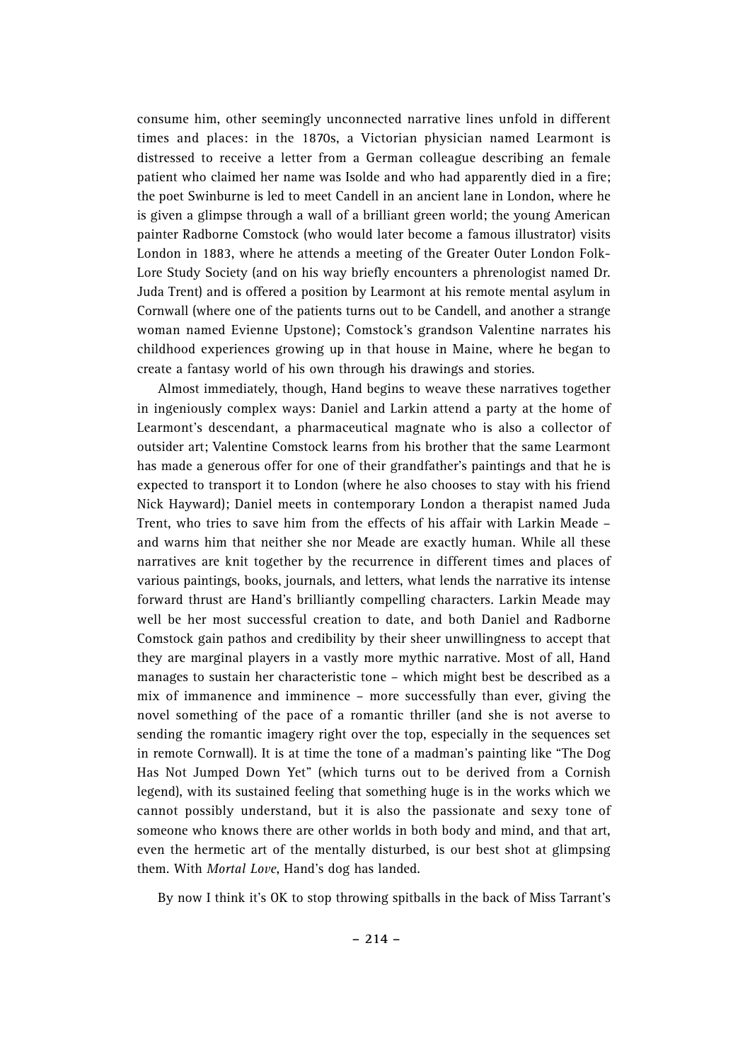consume him, other seemingly unconnected narrative lines unfold in different times and places: in the 1870s, a Victorian physician named Learmont is distressed to receive a letter from a German colleague describing an female patient who claimed her name was Isolde and who had apparently died in a fire; the poet Swinburne is led to meet Candell in an ancient lane in London, where he is given a glimpse through a wall of a brilliant green world; the young American painter Radborne Comstock (who would later become a famous illustrator) visits London in 1883, where he attends a meeting of the Greater Outer London Folk-Lore Study Society (and on his way briefly encounters a phrenologist named Dr. Juda Trent) and is offered a position by Learmont at his remote mental asylum in Cornwall (where one of the patients turns out to be Candell, and another a strange woman named Evienne Upstone); Comstock's grandson Valentine narrates his childhood experiences growing up in that house in Maine, where he began to create a fantasy world of his own through his drawings and stories.

Almost immediately, though, Hand begins to weave these narratives together in ingeniously complex ways: Daniel and Larkin attend a party at the home of Learmont's descendant, a pharmaceutical magnate who is also a collector of outsider art; Valentine Comstock learns from his brother that the same Learmont has made a generous offer for one of their grandfather's paintings and that he is expected to transport it to London (where he also chooses to stay with his friend Nick Hayward); Daniel meets in contemporary London a therapist named Juda Trent, who tries to save him from the effects of his affair with Larkin Meade – and warns him that neither she nor Meade are exactly human. While all these narratives are knit together by the recurrence in different times and places of various paintings, books, journals, and letters, what lends the narrative its intense forward thrust are Hand's brilliantly compelling characters. Larkin Meade may well be her most successful creation to date, and both Daniel and Radborne Comstock gain pathos and credibility by their sheer unwillingness to accept that they are marginal players in a vastly more mythic narrative. Most of all, Hand manages to sustain her characteristic tone – which might best be described as a mix of immanence and imminence – more successfully than ever, giving the novel something of the pace of a romantic thriller (and she is not averse to sending the romantic imagery right over the top, especially in the sequences set in remote Cornwall). It is at time the tone of a madman's painting like "The Dog Has Not Jumped Down Yet" (which turns out to be derived from a Cornish legend), with its sustained feeling that something huge is in the works which we cannot possibly understand, but it is also the passionate and sexy tone of someone who knows there are other worlds in both body and mind, and that art, even the hermetic art of the mentally disturbed, is our best shot at glimpsing them. With *Mortal Love*, Hand's dog has landed.

By now I think it's OK to stop throwing spitballs in the back of Miss Tarrant's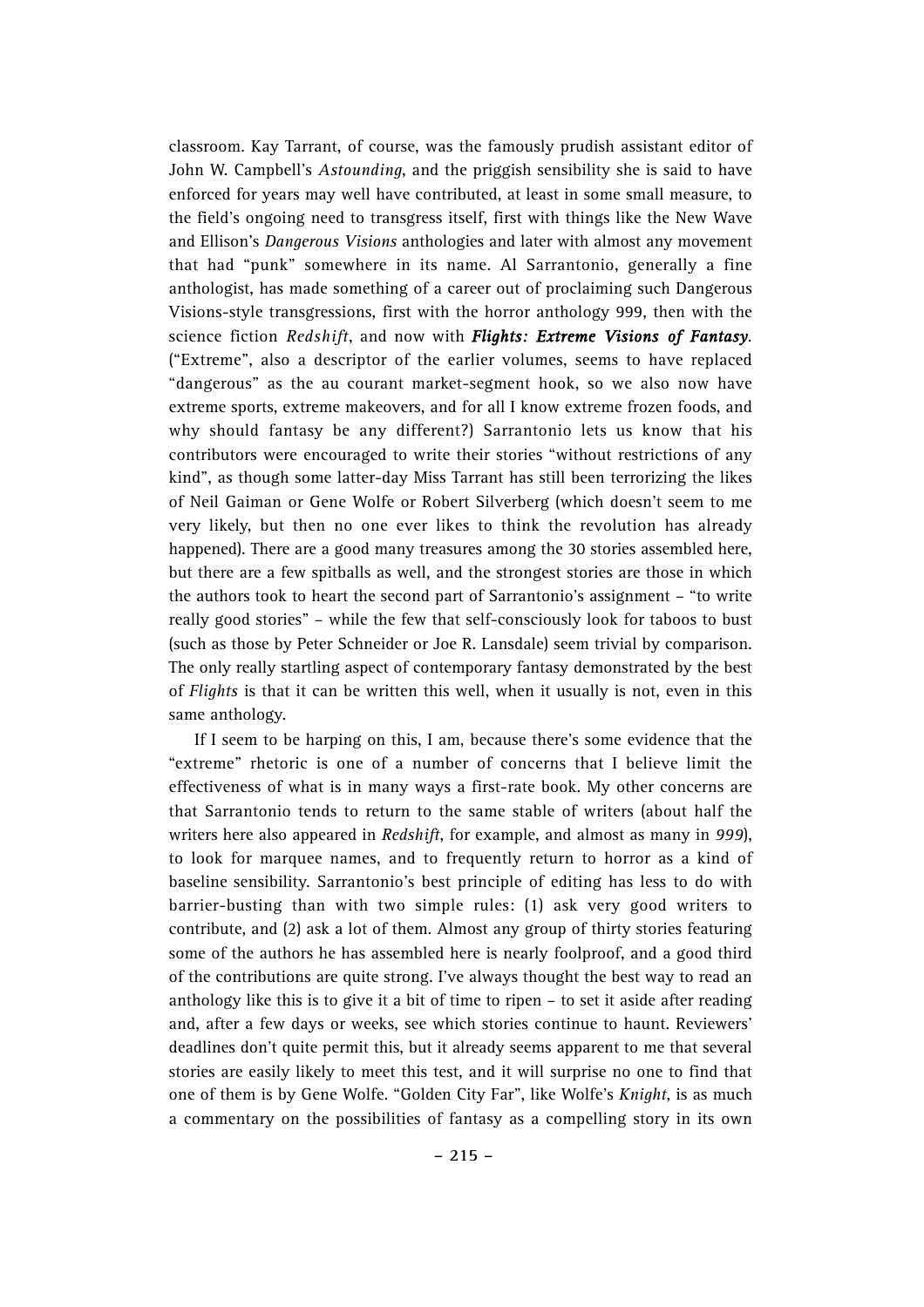classroom. Kay Tarrant, of course, was the famously prudish assistant editor of John W. Campbell's *Astounding*, and the priggish sensibility she is said to have enforced for years may well have contributed, at least in some small measure, to the field's ongoing need to transgress itself, first with things like the New Wave and Ellison's *Dangerous Visions* anthologies and later with almost any movement that had "punk" somewhere in its name. Al Sarrantonio, generally a fine anthologist, has made something of a career out of proclaiming such Dangerous Visions-style transgressions, first with the horror anthology 999, then with the science fiction *Redshift*, and now with ***Flights: Extreme Visions of Fantasy***. ("Extreme", also a descriptor of the earlier volumes, seems to have replaced "dangerous" as the au courant market-segment hook, so we also now have extreme sports, extreme makeovers, and for all I know extreme frozen foods, and why should fantasy be any different?) Sarrantonio lets us know that his contributors were encouraged to write their stories "without restrictions of any kind", as though some latter-day Miss Tarrant has still been terrorizing the likes of Neil Gaiman or Gene Wolfe or Robert Silverberg (which doesn't seem to me very likely, but then no one ever likes to think the revolution has already happened). There are a good many treasures among the 30 stories assembled here, but there are a few spitballs as well, and the strongest stories are those in which the authors took to heart the second part of Sarrantonio's assignment – "to write really good stories" – while the few that self-consciously look for taboos to bust (such as those by Peter Schneider or Joe R. Lansdale) seem trivial by comparison. The only really startling aspect of contemporary fantasy demonstrated by the best of *Flights* is that it can be written this well, when it usually is not, even in this same anthology.

If I seem to be harping on this, I am, because there's some evidence that the "extreme" rhetoric is one of a number of concerns that I believe limit the effectiveness of what is in many ways a first-rate book. My other concerns are that Sarrantonio tends to return to the same stable of writers (about half the writers here also appeared in *Redshift*, for example, and almost as many in *999*), to look for marquee names, and to frequently return to horror as a kind of baseline sensibility. Sarrantonio's best principle of editing has less to do with barrier-busting than with two simple rules: (1) ask very good writers to contribute, and (2) ask a lot of them. Almost any group of thirty stories featuring some of the authors he has assembled here is nearly foolproof, and a good third of the contributions are quite strong. I've always thought the best way to read an anthology like this is to give it a bit of time to ripen – to set it aside after reading and, after a few days or weeks, see which stories continue to haunt. Reviewers' deadlines don't quite permit this, but it already seems apparent to me that several stories are easily likely to meet this test, and it will surprise no one to find that one of them is by Gene Wolfe. "Golden City Far", like Wolfe's *Knight*, is as much a commentary on the possibilities of fantasy as a compelling story in its own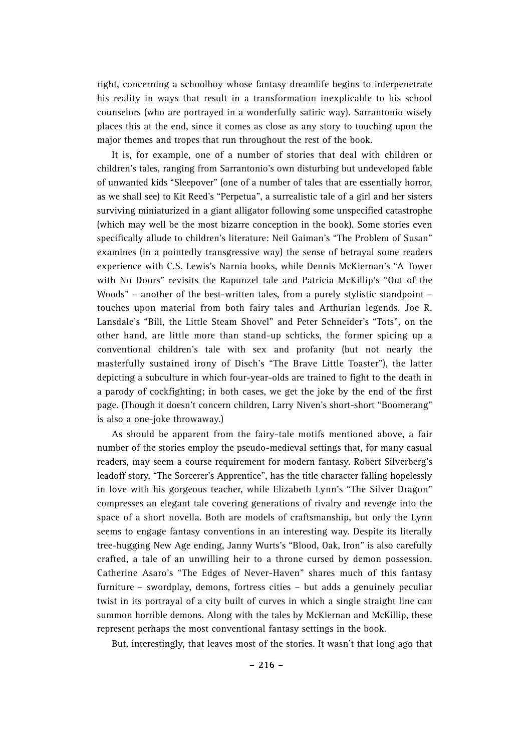right, concerning a schoolboy whose fantasy dreamlife begins to interpenetrate his reality in ways that result in a transformation inexplicable to his school counselors (who are portrayed in a wonderfully satiric way). Sarrantonio wisely places this at the end, since it comes as close as any story to touching upon the major themes and tropes that run throughout the rest of the book.

It is, for example, one of a number of stories that deal with children or children's tales, ranging from Sarrantonio's own disturbing but undeveloped fable of unwanted kids "Sleepover" (one of a number of tales that are essentially horror, as we shall see) to Kit Reed's "Perpetua", a surrealistic tale of a girl and her sisters surviving miniaturized in a giant alligator following some unspecified catastrophe (which may well be the most bizarre conception in the book). Some stories even specifically allude to children's literature: Neil Gaiman's "The Problem of Susan" examines (in a pointedly transgressive way) the sense of betrayal some readers experience with C.S. Lewis's Narnia books, while Dennis McKiernan's "A Tower with No Doors" revisits the Rapunzel tale and Patricia McKillip's "Out of the Woods" – another of the best-written tales, from a purely stylistic standpoint – touches upon material from both fairy tales and Arthurian legends. Joe R. Lansdale's "Bill, the Little Steam Shovel" and Peter Schneider's "Tots", on the other hand, are little more than stand-up schticks, the former spicing up a conventional children's tale with sex and profanity (but not nearly the masterfully sustained irony of Disch's "The Brave Little Toaster"), the latter depicting a subculture in which four-year-olds are trained to fight to the death in a parody of cockfighting; in both cases, we get the joke by the end of the first page. (Though it doesn't concern children, Larry Niven's short-short "Boomerang" is also a one-joke throwaway.)

As should be apparent from the fairy-tale motifs mentioned above, a fair number of the stories employ the pseudo-medieval settings that, for many casual readers, may seem a course requirement for modern fantasy. Robert Silverberg's leadoff story, "The Sorcerer's Apprentice", has the title character falling hopelessly in love with his gorgeous teacher, while Elizabeth Lynn's "The Silver Dragon" compresses an elegant tale covering generations of rivalry and revenge into the space of a short novella. Both are models of craftsmanship, but only the Lynn seems to engage fantasy conventions in an interesting way. Despite its literally tree-hugging New Age ending, Janny Wurts's "Blood, Oak, Iron" is also carefully crafted, a tale of an unwilling heir to a throne cursed by demon possession. Catherine Asaro's "The Edges of Never-Haven" shares much of this fantasy furniture – swordplay, demons, fortress cities – but adds a genuinely peculiar twist in its portrayal of a city built of curves in which a single straight line can summon horrible demons. Along with the tales by McKiernan and McKillip, these represent perhaps the most conventional fantasy settings in the book.

But, interestingly, that leaves most of the stories. It wasn't that long ago that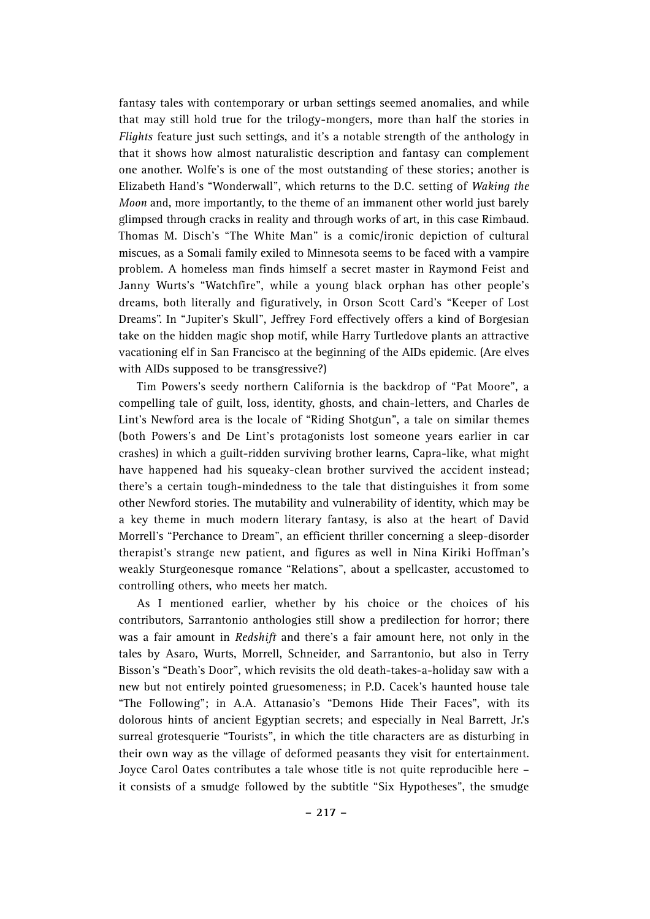fantasy tales with contemporary or urban settings seemed anomalies, and while that may still hold true for the trilogy-mongers, more than half the stories in *Flights* feature just such settings, and it's a notable strength of the anthology in that it shows how almost naturalistic description and fantasy can complement one another. Wolfe's is one of the most outstanding of these stories; another is Elizabeth Hand's "Wonderwall", which returns to the D.C. setting of *Waking the Moon* and, more importantly, to the theme of an immanent other world just barely glimpsed through cracks in reality and through works of art, in this case Rimbaud. Thomas M. Disch's "The White Man" is a comic/ironic depiction of cultural miscues, as a Somali family exiled to Minnesota seems to be faced with a vampire problem. A homeless man finds himself a secret master in Raymond Feist and Janny Wurts's "Watchfire", while a young black orphan has other people's dreams, both literally and figuratively, in Orson Scott Card's "Keeper of Lost Dreams". In "Jupiter's Skull", Jeffrey Ford effectively offers a kind of Borgesian take on the hidden magic shop motif, while Harry Turtledove plants an attractive vacationing elf in San Francisco at the beginning of the AIDs epidemic. (Are elves with AIDs supposed to be transgressive?)

Tim Powers's seedy northern California is the backdrop of "Pat Moore", a compelling tale of guilt, loss, identity, ghosts, and chain-letters, and Charles de Lint's Newford area is the locale of "Riding Shotgun", a tale on similar themes (both Powers's and De Lint's protagonists lost someone years earlier in car crashes) in which a guilt-ridden surviving brother learns, Capra-like, what might have happened had his squeaky-clean brother survived the accident instead; there's a certain tough-mindedness to the tale that distinguishes it from some other Newford stories. The mutability and vulnerability of identity, which may be a key theme in much modern literary fantasy, is also at the heart of David Morrell's "Perchance to Dream", an efficient thriller concerning a sleep-disorder therapist's strange new patient, and figures as well in Nina Kiriki Hoffman's weakly Sturgeonesque romance "Relations", about a spellcaster, accustomed to controlling others, who meets her match.

As I mentioned earlier, whether by his choice or the choices of his contributors, Sarrantonio anthologies still show a predilection for horror; there was a fair amount in *Redshift* and there's a fair amount here, not only in the tales by Asaro, Wurts, Morrell, Schneider, and Sarrantonio, but also in Terry Bisson's "Death's Door", which revisits the old death-takes-a-holiday saw with a new but not entirely pointed gruesomeness; in P.D. Cacek's haunted house tale "The Following"; in A.A. Attanasio's "Demons Hide Their Faces", with its dolorous hints of ancient Egyptian secrets; and especially in Neal Barrett, Jr.'s surreal grotesquerie "Tourists", in which the title characters are as disturbing in their own way as the village of deformed peasants they visit for entertainment. Joyce Carol Oates contributes a tale whose title is not quite reproducible here – it consists of a smudge followed by the subtitle "Six Hypotheses", the smudge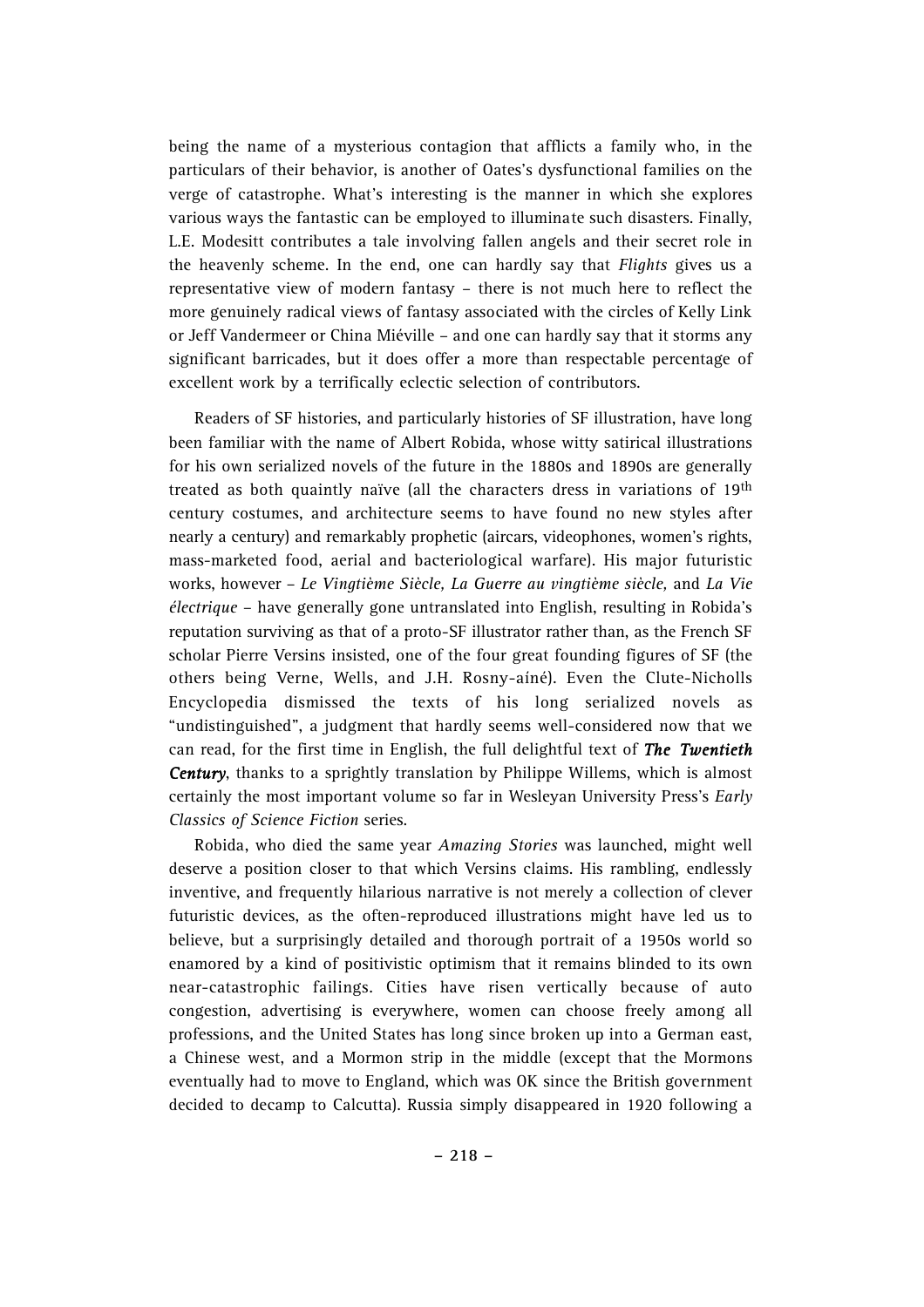being the name of a mysterious contagion that afflicts a family who, in the particulars of their behavior, is another of Oates's dysfunctional families on the verge of catastrophe. What's interesting is the manner in which she explores various ways the fantastic can be employed to illuminate such disasters. Finally, L.E. Modesitt contributes a tale involving fallen angels and their secret role in the heavenly scheme. In the end, one can hardly say that *Flights* gives us a representative view of modern fantasy – there is not much here to reflect the more genuinely radical views of fantasy associated with the circles of Kelly Link or Jeff Vandermeer or China Miéville – and one can hardly say that it storms any significant barricades, but it does offer a more than respectable percentage of excellent work by a terrifically eclectic selection of contributors.

Readers of SF histories, and particularly histories of SF illustration, have long been familiar with the name of Albert Robida, whose witty satirical illustrations for his own serialized novels of the future in the 1880s and 1890s are generally treated as both quaintly naïve (all the characters dress in variations of 19th century costumes, and architecture seems to have found no new styles after nearly a century) and remarkably prophetic (aircars, videophones, women's rights, mass-marketed food, aerial and bacteriological warfare). His major futuristic works, however – *Le Vingtième Siècle, La Guerre au vingtième siècle,* and *La Vie électrique* – have generally gone untranslated into English, resulting in Robida's reputation surviving as that of a proto-SF illustrator rather than, as the French SF scholar Pierre Versins insisted, one of the four great founding figures of SF (the others being Verne, Wells, and J.H. Rosny-aíné). Even the Clute-Nicholls Encyclopedia dismissed the texts of his long serialized novels as "undistinguished", a judgment that hardly seems well-considered now that we can read, for the first time in English, the full delightful text of ***The Twentieth Century***, thanks to a sprightly translation by Philippe Willems, which is almost certainly the most important volume so far in Wesleyan University Press's *Early Classics of Science Fiction* series.

Robida, who died the same year *Amazing Stories* was launched, might well deserve a position closer to that which Versins claims. His rambling, endlessly inventive, and frequently hilarious narrative is not merely a collection of clever futuristic devices, as the often-reproduced illustrations might have led us to believe, but a surprisingly detailed and thorough portrait of a 1950s world so enamored by a kind of positivistic optimism that it remains blinded to its own near-catastrophic failings. Cities have risen vertically because of auto congestion, advertising is everywhere, women can choose freely among all professions, and the United States has long since broken up into a German east, a Chinese west, and a Mormon strip in the middle (except that the Mormons eventually had to move to England, which was OK since the British government decided to decamp to Calcutta). Russia simply disappeared in 1920 following a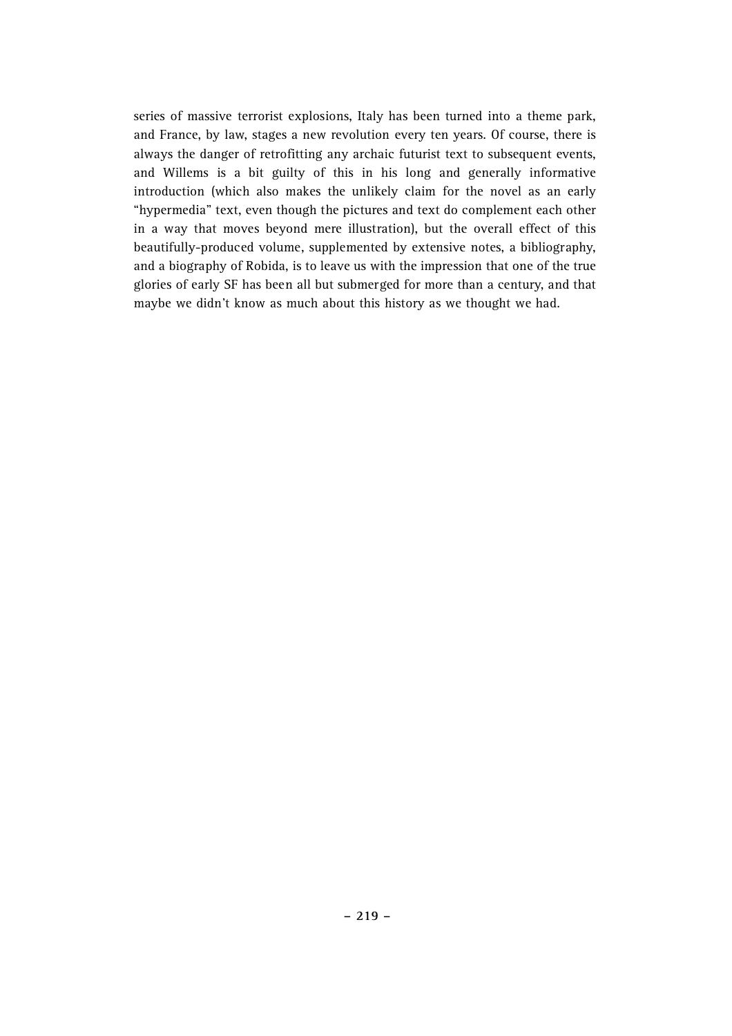series of massive terrorist explosions, Italy has been turned into a theme park, and France, by law, stages a new revolution every ten years. Of course, there is always the danger of retrofitting any archaic futurist text to subsequent events, and Willems is a bit guilty of this in his long and generally informative introduction (which also makes the unlikely claim for the novel as an early "hypermedia" text, even though the pictures and text do complement each other in a way that moves beyond mere illustration), but the overall effect of this beautifully-produced volume, supplemented by extensive notes, a bibliography, and a biography of Robida, is to leave us with the impression that one of the true glories of early SF has been all but submerged for more than a century, and that maybe we didn't know as much about this history as we thought we had.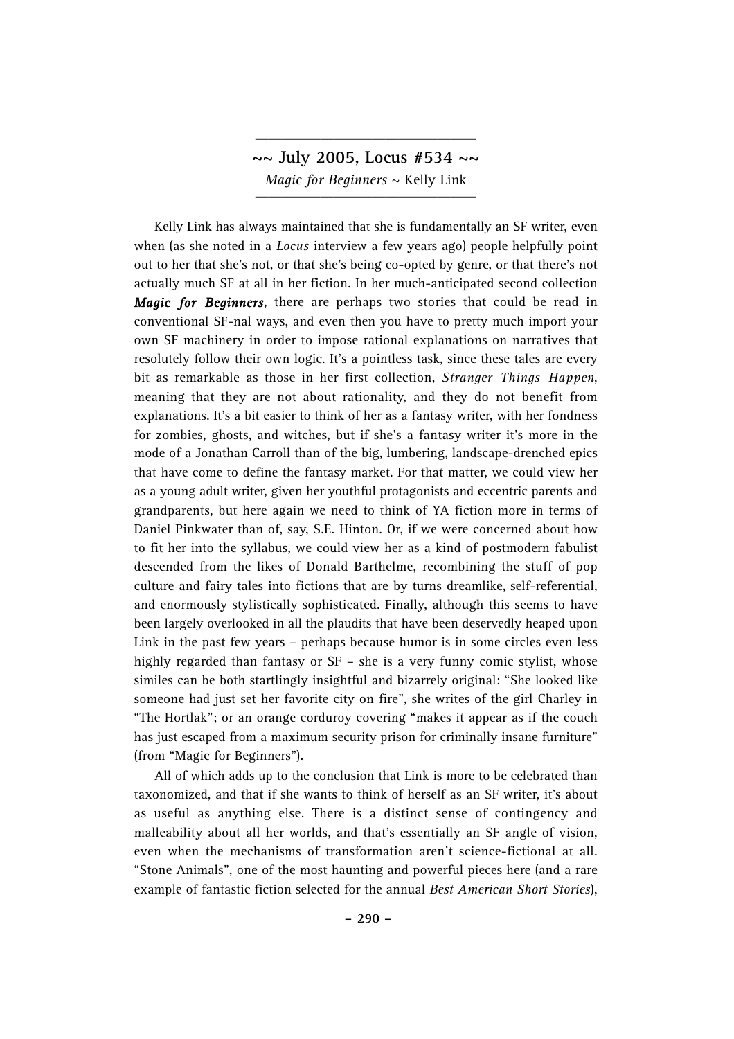## ~~ July 2005, Locus #534 ~~

*Magic for Beginners* ~ Kelly Link

Kelly Link has always maintained that she is fundamentally an SF writer, even when (as she noted in a *Locus* interview a few years ago) people helpfully point out to her that she's not, or that she's being co-opted by genre, or that there's not actually much SF at all in her fiction. In her much-anticipated second collection ***Magic for Beginners***, there are perhaps two stories that could be read in conventional SF-nal ways, and even then you have to pretty much import your own SF machinery in order to impose rational explanations on narratives that resolutely follow their own logic. It's a pointless task, since these tales are every bit as remarkable as those in her first collection, *Stranger Things Happen*, meaning that they are not about rationality, and they do not benefit from explanations. It's a bit easier to think of her as a fantasy writer, with her fondness for zombies, ghosts, and witches, but if she's a fantasy writer it's more in the mode of a Jonathan Carroll than of the big, lumbering, landscape-drenched epics that have come to define the fantasy market. For that matter, we could view her as a young adult writer, given her youthful protagonists and eccentric parents and grandparents, but here again we need to think of YA fiction more in terms of Daniel Pinkwater than of, say, S.E. Hinton. Or, if we were concerned about how to fit her into the syllabus, we could view her as a kind of postmodern fabulist descended from the likes of Donald Barthelme, recombining the stuff of pop culture and fairy tales into fictions that are by turns dreamlike, self-referential, and enormously stylistically sophisticated. Finally, although this seems to have been largely overlooked in all the plaudits that have been deservedly heaped upon Link in the past few years – perhaps because humor is in some circles even less highly regarded than fantasy or SF – she is a very funny comic stylist, whose similes can be both startlingly insightful and bizarrely original: "She looked like someone had just set her favorite city on fire", she writes of the girl Charley in "The Hortlak"; or an orange corduroy covering "makes it appear as if the couch has just escaped from a maximum security prison for criminally insane furniture" (from "Magic for Beginners").

All of which adds up to the conclusion that Link is more to be celebrated than taxonomized, and that if she wants to think of herself as an SF writer, it's about as useful as anything else. There is a distinct sense of contingency and malleability about all her worlds, and that's essentially an SF angle of vision, even when the mechanisms of transformation aren't science-fictional at all. "Stone Animals", one of the most haunting and powerful pieces here (and a rare example of fantastic fiction selected for the annual *Best American Short Stories*),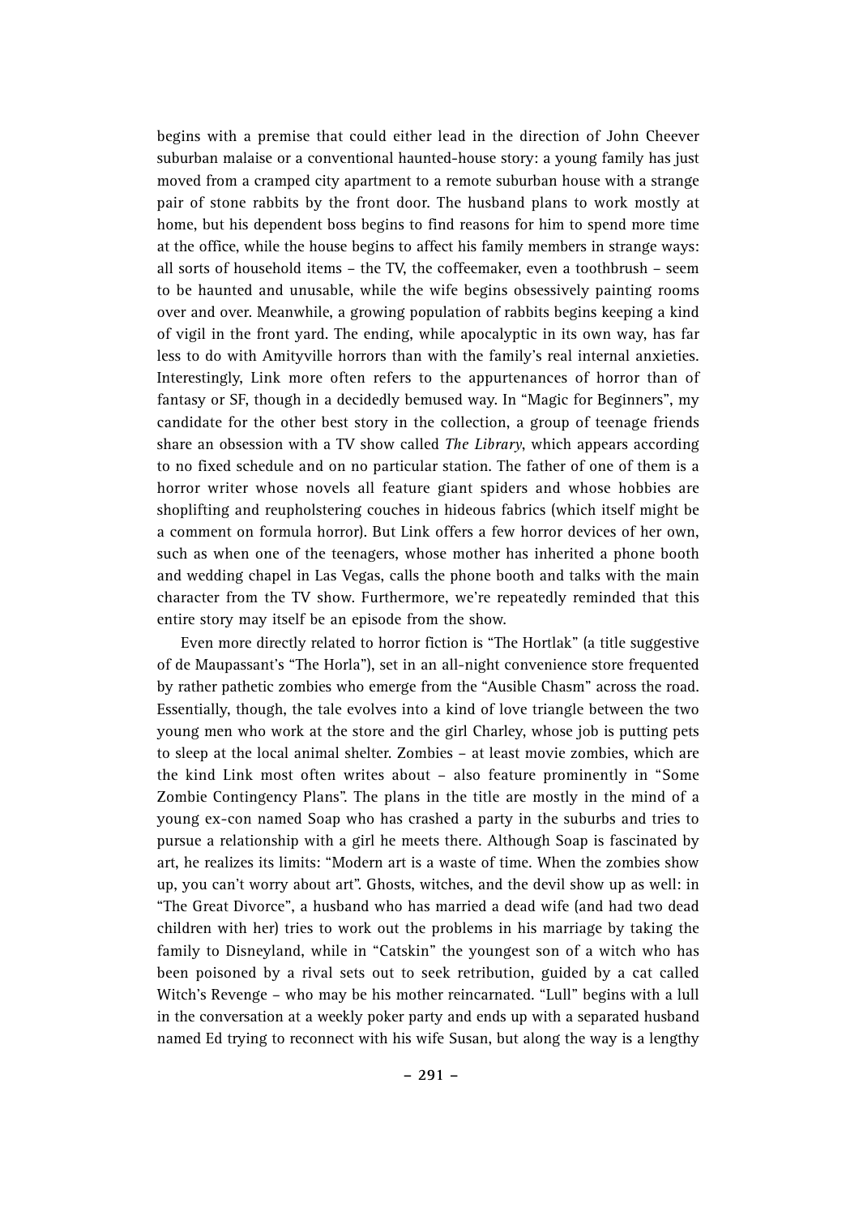begins with a premise that could either lead in the direction of John Cheever suburban malaise or a conventional haunted-house story: a young family has just moved from a cramped city apartment to a remote suburban house with a strange pair of stone rabbits by the front door. The husband plans to work mostly at home, but his dependent boss begins to find reasons for him to spend more time at the office, while the house begins to affect his family members in strange ways: all sorts of household items – the TV, the coffeemaker, even a toothbrush – seem to be haunted and unusable, while the wife begins obsessively painting rooms over and over. Meanwhile, a growing population of rabbits begins keeping a kind of vigil in the front yard. The ending, while apocalyptic in its own way, has far less to do with Amityville horrors than with the family's real internal anxieties. Interestingly, Link more often refers to the appurtenances of horror than of fantasy or SF, though in a decidedly bemused way. In "Magic for Beginners", my candidate for the other best story in the collection, a group of teenage friends share an obsession with a TV show called *The Library*, which appears according to no fixed schedule and on no particular station. The father of one of them is a horror writer whose novels all feature giant spiders and whose hobbies are shoplifting and reupholstering couches in hideous fabrics (which itself might be a comment on formula horror). But Link offers a few horror devices of her own, such as when one of the teenagers, whose mother has inherited a phone booth and wedding chapel in Las Vegas, calls the phone booth and talks with the main character from the TV show. Furthermore, we're repeatedly reminded that this entire story may itself be an episode from the show.

Even more directly related to horror fiction is "The Hortlak" (a title suggestive of de Maupassant's "The Horla"), set in an all-night convenience store frequented by rather pathetic zombies who emerge from the "Ausible Chasm" across the road. Essentially, though, the tale evolves into a kind of love triangle between the two young men who work at the store and the girl Charley, whose job is putting pets to sleep at the local animal shelter. Zombies – at least movie zombies, which are the kind Link most often writes about – also feature prominently in "Some Zombie Contingency Plans". The plans in the title are mostly in the mind of a young ex-con named Soap who has crashed a party in the suburbs and tries to pursue a relationship with a girl he meets there. Although Soap is fascinated by art, he realizes its limits: "Modern art is a waste of time. When the zombies show up, you can't worry about art". Ghosts, witches, and the devil show up as well: in "The Great Divorce", a husband who has married a dead wife (and had two dead children with her) tries to work out the problems in his marriage by taking the family to Disneyland, while in "Catskin" the youngest son of a witch who has been poisoned by a rival sets out to seek retribution, guided by a cat called Witch's Revenge – who may be his mother reincarnated. "Lull" begins with a lull in the conversation at a weekly poker party and ends up with a separated husband named Ed trying to reconnect with his wife Susan, but along the way is a lengthy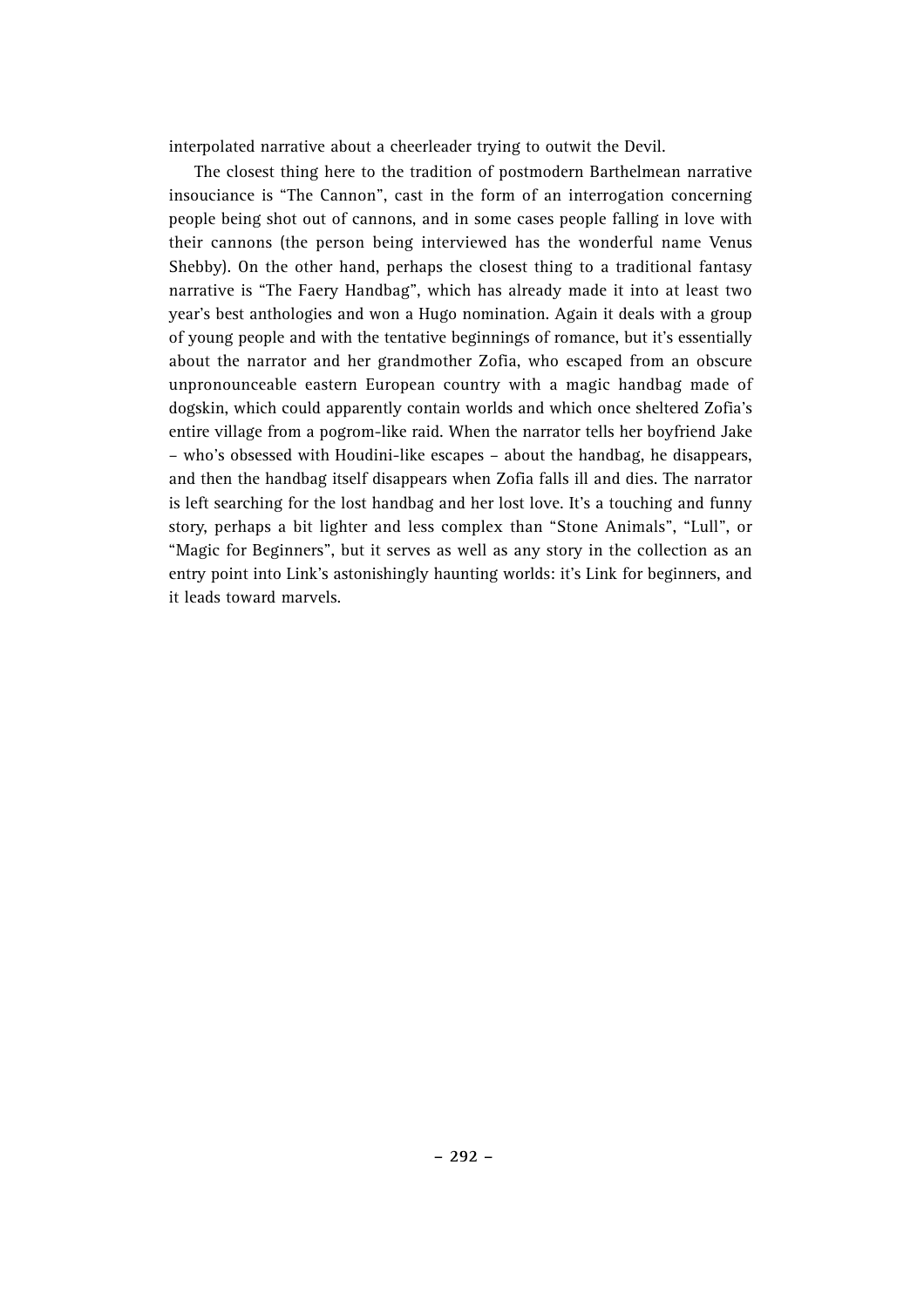interpolated narrative about a cheerleader trying to outwit the Devil.

The closest thing here to the tradition of postmodern Barthelmean narrative insouciance is "The Cannon", cast in the form of an interrogation concerning people being shot out of cannons, and in some cases people falling in love with their cannons (the person being interviewed has the wonderful name Venus Shebby). On the other hand, perhaps the closest thing to a traditional fantasy narrative is "The Faery Handbag", which has already made it into at least two year's best anthologies and won a Hugo nomination. Again it deals with a group of young people and with the tentative beginnings of romance, but it's essentially about the narrator and her grandmother Zofia, who escaped from an obscure unpronounceable eastern European country with a magic handbag made of dogskin, which could apparently contain worlds and which once sheltered Zofia's entire village from a pogrom-like raid. When the narrator tells her boyfriend Jake – who's obsessed with Houdini-like escapes – about the handbag, he disappears, and then the handbag itself disappears when Zofia falls ill and dies. The narrator is left searching for the lost handbag and her lost love. It's a touching and funny story, perhaps a bit lighter and less complex than "Stone Animals", "Lull", or "Magic for Beginners", but it serves as well as any story in the collection as an entry point into Link's astonishingly haunting worlds: it's Link for beginners, and it leads toward marvels.